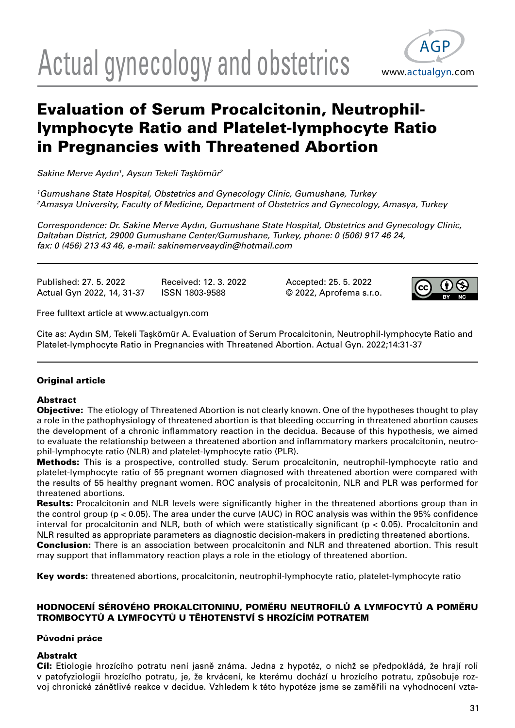# Evaluation of Serum Procalcitonin, Neutrophil-lymphocyte Ratio and Platelet-lymphocyte Ratio in Pregnancies with Threatened Abortion

*Sakine Merve Aydın[1], Aysun Tekeli Taşkömür[2]*

*[1]Gumushane State Hospital, Obstetrics and Gynecology Clinic, Gumushane, Turkey*
*[2]Amasya University, Faculty of Medicine, Department of Obstetrics and Gynecology, Amasya, Turkey*

*Correspondence: Dr. Sakine Merve Aydın, Gumushane State Hospital, Obstetrics and Gynecology Clinic, Daltaban District, 29000 Gumushane Center/Gumushane, Turkey, phone: 0 (506) 917 46 24, fax: 0 (456) 213 43 46, e-mail: sakinemerveaydin@hotmail.com*

Published: 27. 5. 2022
Actual Gyn 2022, 14, 31-37
Received: 12. 3. 2022
ISSN 1803-9588
Accepted: 25. 5. 2022
© 2022, Aprofema s.r.o.

Free fulltext article at www.actualgyn.com

Cite as: Aydın SM, Tekeli Taşkömür A. Evaluation of Serum Procalcitonin, Neutrophil-lymphocyte Ratio and Platelet-lymphocyte Ratio in Pregnancies with Threatened Abortion. Actual Gyn. 2022;14:31-37

**Original article**

**Abstract**

**Objective:** The etiology of Threatened Abortion is not clearly known. One of the hypotheses thought to play a role in the pathophysiology of threatened abortion is that bleeding occurring in threatened abortion causes the development of a chronic inflammatory reaction in the decidua. Because of this hypothesis, we aimed to evaluate the relationship between a threatened abortion and inflammatory markers procalcitonin, neutrophil-lymphocyte ratio (NLR) and platelet-lymphocyte ratio (PLR).

**Methods:** This is a prospective, controlled study. Serum procalcitonin, neutrophil-lymphocyte ratio and platelet-lymphocyte ratio of 55 pregnant women diagnosed with threatened abortion were compared with the results of 55 healthy pregnant women. ROC analysis of procalcitonin, NLR and PLR was performed for threatened abortions.

**Results:** Procalcitonin and NLR levels were significantly higher in the threatened abortions group than in the control group ($p < 0.05$). The area under the curve (AUC) in ROC analysis was within the 95% confidence interval for procalcitonin and NLR, both of which were statistically significant ($p < 0.05$). Procalcitonin and NLR resulted as appropriate parameters as diagnostic decision-makers in predicting threatened abortions.

**Conclusion:** There is an association between procalcitonin and NLR and threatened abortion. This result may support that inflammatory reaction plays a role in the etiology of threatened abortion.

**Key words:** threatened abortions, procalcitonin, neutrophil-lymphocyte ratio, platelet-lymphocyte ratio

## HODNOCENÍ SÉROVÉHO PROKALCITONINU, POMĚRU NEUTROFILŮ A LYMFOCYTŮ A POMĚRU TROMBOCYTŮ A LYMFOCYTŮ U TĚHOTENSTVÍ S HROZÍCÍM POTRATEM

**Původní práce**

**Abstrakt**

**Cíl:** Etiologie hrozícího potratu není jasně známa. Jedna z hypotéz, o nichž se předpokládá, že hrají roli v patofyziologii hrozícího potratu, je, že krvácení, ke kterému dochází u hrozícího potratu, způsobuje rozvoj chronické zánětlivé reakce v decidue. Vzhledem k této hypotéze jsme se zaměřili na vyhodnocení vzta-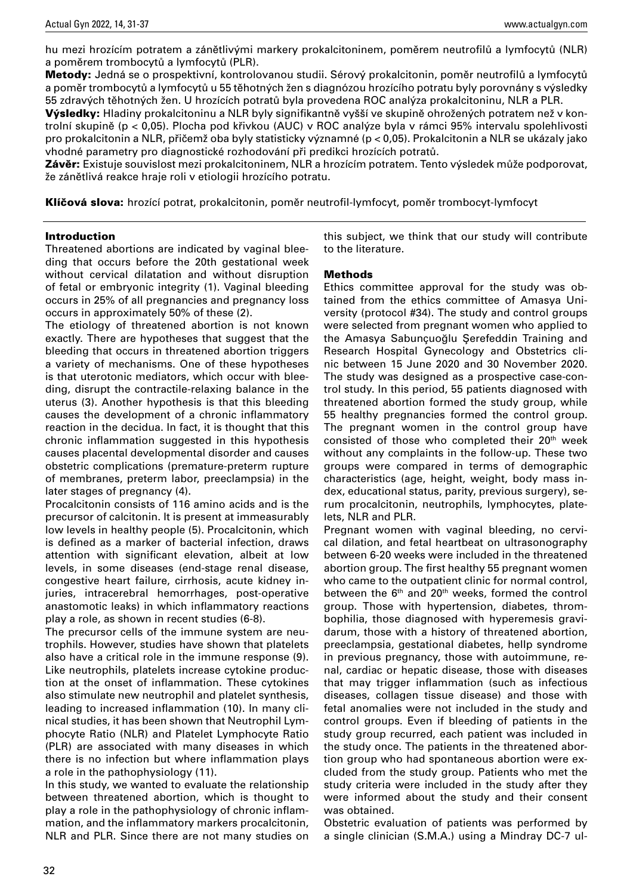hu mezi hrozícím potratem a zánětlivými markery prokalcitoninem, poměrem neutrofilů a lymfocytů (NLR) a poměrem trombocytů a lymfocytů (PLR).

**Metody:** Jedná se o prospektivní, kontrolovanou studii. Sérový prokalcitonin, poměr neutrofilů a lymfocytů a poměr trombocytů a lymfocytů u 55 těhotných žen s diagnózou hrozícího potratu byly porovnány s výsledky 55 zdravých těhotných žen. U hrozících potratů byla provedena ROC analýza prokalcitoninu, NLR a PLR.

**Výsledky:** Hladiny prokalcitoninu a NLR byly signifikantně vyšší ve skupině ohrožených potratem než v kontrolní skupině (p < 0,05). Plocha pod křivkou (AUC) v ROC analýze byla v rámci 95% intervalu spolehlivosti pro prokalcitonin a NLR, přičemž oba byly statisticky významné (p < 0,05). Prokalcitonin a NLR se ukázaly jako vhodné parametry pro diagnostické rozhodování při predikci hrozících potratů.

**Závěr:** Existuje souvislost mezi prokalcitoninem, NLR a hrozícím potratem. Tento výsledek může podporovat, že zánětlivá reakce hraje roli v etiologii hrozícího potratu.

**Klíčová slova:** hrozící potrat, prokalcitonin, poměr neutrofil-lymfocyt, poměr trombocyt-lymfocyt

## Introduction

Threatened abortions are indicated by vaginal bleeding that occurs before the 20th gestational week without cervical dilatation and without disruption of fetal or embryonic integrity (1). Vaginal bleeding occurs in 25% of all pregnancies and pregnancy loss occurs in approximately 50% of these (2).

The etiology of threatened abortion is not known exactly. There are hypotheses that suggest that the bleeding that occurs in threatened abortion triggers a variety of mechanisms. One of these hypotheses is that uterotonic mediators, which occur with bleeding, disrupt the contractile-relaxing balance in the uterus (3). Another hypothesis is that this bleeding causes the development of a chronic inflammatory reaction in the decidua. In fact, it is thought that this chronic inflammation suggested in this hypothesis causes placental developmental disorder and causes obstetric complications (premature-preterm rupture of membranes, preterm labor, preeclampsia) in the later stages of pregnancy (4).

Procalcitonin consists of 116 amino acids and is the precursor of calcitonin. It is present at immeasurably low levels in healthy people (5). Procalcitonin, which is defined as a marker of bacterial infection, draws attention with significant elevation, albeit at low levels, in some diseases (end-stage renal disease, congestive heart failure, cirrhosis, acute kidney injuries, intracerebral hemorrhages, post-operative anastomotic leaks) in which inflammatory reactions play a role, as shown in recent studies (6-8).

The precursor cells of the immune system are neutrophils. However, studies have shown that platelets also have a critical role in the immune response (9). Like neutrophils, platelets increase cytokine production at the onset of inflammation. These cytokines also stimulate new neutrophil and platelet synthesis, leading to increased inflammation (10). In many clinical studies, it has been shown that Neutrophil Lymphocyte Ratio (NLR) and Platelet Lymphocyte Ratio (PLR) are associated with many diseases in which there is no infection but where inflammation plays a role in the pathophysiology (11).

In this study, we wanted to evaluate the relationship between threatened abortion, which is thought to play a role in the pathophysiology of chronic inflammation, and the inflammatory markers procalcitonin, NLR and PLR. Since there are not many studies on this subject, we think that our study will contribute to the literature.

## Methods

Ethics committee approval for the study was obtained from the ethics committee of Amasya University (protocol #34). The study and control groups were selected from pregnant women who applied to the Amasya Sabunçuoğlu Şerefeddin Training and Research Hospital Gynecology and Obstetrics clinic between 15 June 2020 and 30 November 2020. The study was designed as a prospective case-control study. In this period, 55 patients diagnosed with threatened abortion formed the study group, while 55 healthy pregnancies formed the control group. The pregnant women in the control group have consisted of those who completed their $20^{th}$ week without any complaints in the follow-up. These two groups were compared in terms of demographic characteristics (age, height, weight, body mass index, educational status, parity, previous surgery), serum procalcitonin, neutrophils, lymphocytes, platelets, NLR and PLR.

Pregnant women with vaginal bleeding, no cervical dilation, and fetal heartbeat on ultrasonography between 6-20 weeks were included in the threatened abortion group. The first healthy 55 pregnant women who came to the outpatient clinic for normal control, between the $6^{th}$ and $20^{th}$ weeks, formed the control group. Those with hypertension, diabetes, thrombophilia, those diagnosed with hyperemesis gravidarum, those with a history of threatened abortion, preeclampsia, gestational diabetes, hellp syndrome in previous pregnancy, those with autoimmune, renal, cardiac or hepatic disease, those with diseases that may trigger inflammation (such as infectious diseases, collagen tissue disease) and those with fetal anomalies were not included in the study and control groups. Even if bleeding of patients in the study group recurred, each patient was included in the study once. The patients in the threatened abortion group who had spontaneous abortion were excluded from the study group. Patients who met the study criteria were included in the study after they were informed about the study and their consent was obtained.

Obstetric evaluation of patients was performed by a single clinician (S.M.A.) using a Mindray DC-7 ul-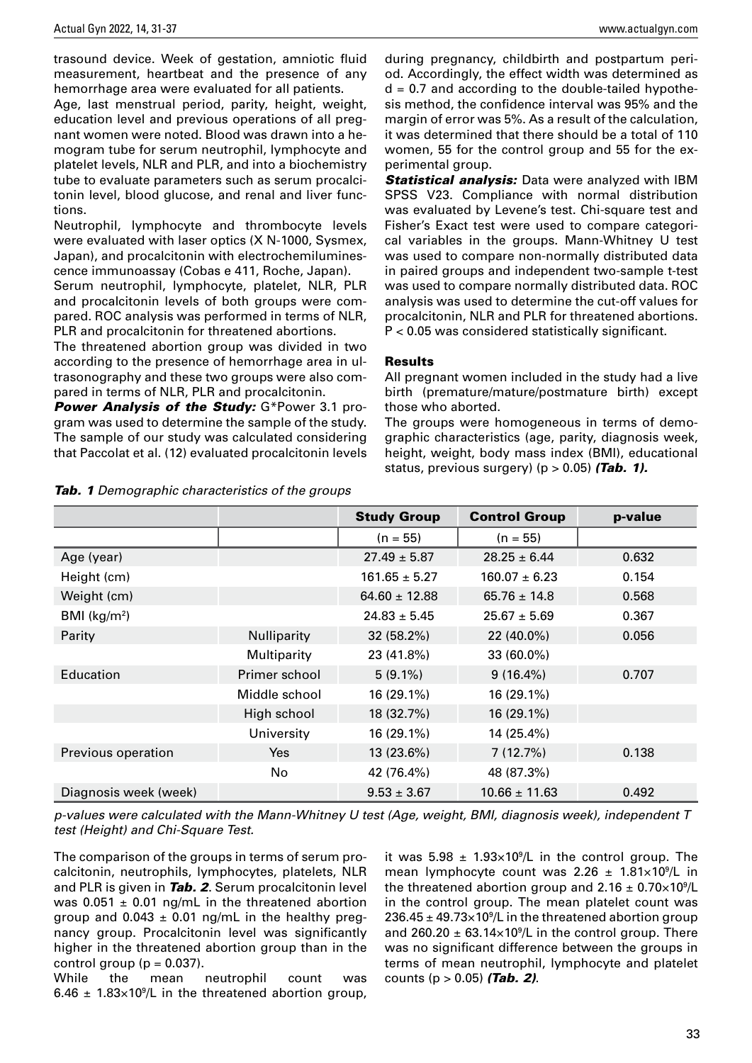trasound device. Week of gestation, amniotic fluid measurement, heartbeat and the presence of any hemorrhage area were evaluated for all patients.

Age, last menstrual period, parity, height, weight, education level and previous operations of all pregnant women were noted. Blood was drawn into a hemogram tube for serum neutrophil, lymphocyte and platelet levels, NLR and PLR, and into a biochemistry tube to evaluate parameters such as serum procalcitonin level, blood glucose, and renal and liver functions.

Neutrophil, lymphocyte and thrombocyte levels were evaluated with laser optics (X N-1000, Sysmex, Japan), and procalcitonin with electrochemiluminescence immunoassay (Cobas e 411, Roche, Japan).

Serum neutrophil, lymphocyte, platelet, NLR, PLR and procalcitonin levels of both groups were compared. ROC analysis was performed in terms of NLR, PLR and procalcitonin for threatened abortions.

The threatened abortion group was divided in two according to the presence of hemorrhage area in ultrasonography and these two groups were also compared in terms of NLR, PLR and procalcitonin.

***Power Analysis of the Study:*** G*Power 3.1 program was used to determine the sample of the study. The sample of our study was calculated considering that Paccolat et al. (12) evaluated procalcitonin levels during pregnancy, childbirth and postpartum period. Accordingly, the effect width was determined as d = 0.7 and according to the double-tailed hypothesis method, the confidence interval was 95% and the margin of error was 5%. As a result of the calculation, it was determined that there should be a total of 110 women, 55 for the control group and 55 for the experimental group.

***Statistical analysis:*** Data were analyzed with IBM SPSS V23. Compliance with normal distribution was evaluated by Levene's test. Chi-square test and Fisher's Exact test were used to compare categorical variables in the groups. Mann-Whitney U test was used to compare non-normally distributed data in paired groups and independent two-sample t-test was used to compare normally distributed data. ROC analysis was used to determine the cut-off values for procalcitonin, NLR and PLR for threatened abortions. $P < 0.05$ was considered statistically significant.

## Results

All pregnant women included in the study had a live birth (premature/mature/postmature birth) except those who aborted.

The groups were homogeneous in terms of demographic characteristics (age, parity, diagnosis week, height, weight, body mass index (BMI), educational status, previous surgery) ($p > 0.05$) ***(Tab. 1).***

***Tab. 1*** *Demographic characteristics of the groups*

| | | Study Group | Control Group | p-value |
|---|---|---|---|---|
| | | (n = 55) | (n = 55) | |
| Age (year) | | 27.49 ± 5.87 | 28.25 ± 6.44 | 0.632 |
| Height (cm) | | 161.65 ± 5.27 | 160.07 ± 6.23 | 0.154 |
| Weight (cm) | | 64.60 ± 12.88 | 65.76 ± 14.8 | 0.568 |
| BMI (kg/m$^2$) | | 24.83 ± 5.45 | 25.67 ± 5.69 | 0.367 |
| Parity | Nulliparity | 32 (58.2%) | 22 (40.0%) | 0.056 |
| | Multiparity | 23 (41.8%) | 33 (60.0%) | |
| Education | Primer school | 5 (9.1%) | 9 (16.4%) | 0.707 |
| | Middle school | 16 (29.1%) | 16 (29.1%) | |
| | High school | 18 (32.7%) | 16 (29.1%) | |
| | University | 16 (29.1%) | 14 (25.4%) | |
| Previous operation | Yes | 13 (23.6%) | 7 (12.7%) | 0.138 |
| | No | 42 (76.4%) | 48 (87.3%) | |
| Diagnosis week (week) | | 9.53 ± 3.67 | 10.66 ± 11.63 | 0.492 |

*p-values were calculated with the Mann-Whitney U test (Age, weight, BMI, diagnosis week), independent T test (Height) and Chi-Square Test.*

The comparison of the groups in terms of serum procalcitonin, neutrophils, lymphocytes, platelets, NLR and PLR is given in ***Tab. 2***. Serum procalcitonin level was 0.051 ± 0.01 ng/mL in the threatened abortion group and 0.043 ± 0.01 ng/mL in the healthy pregnancy group. Procalcitonin level was significantly higher in the threatened abortion group than in the control group ($p = 0.037$).

While the mean neutrophil count was 6.46 ± 1.83×10$^9$/L in the threatened abortion group, it was 5.98 ± 1.93×10$^9$/L in the control group. The mean lymphocyte count was 2.26 ± 1.81×10$^9$/L in the threatened abortion group and 2.16 ± 0.70×10$^9$/L in the control group. The mean platelet count was 236.45 ± 49.73×10$^9$/L in the threatened abortion group and 260.20 ± 63.14×10$^9$/L in the control group. There was no significant difference between the groups in terms of mean neutrophil, lymphocyte and platelet counts ($p > 0.05$) ***(Tab. 2)***.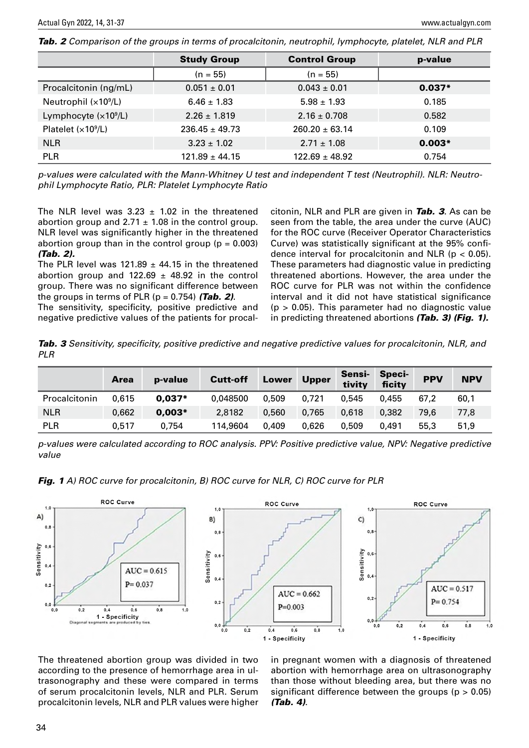***Tab. 2*** *Comparison of the groups in terms of procalcitonin, neutrophil, lymphocyte, platelet, NLR and PLR*

| | Study Group | Control Group | p-value |
|---|---|---|---|
| | (n = 55) | (n = 55) | |
| Procalcitonin (ng/mL) | 0.051 ± 0.01 | 0.043 ± 0.01 | **0.037*** |
| Neutrophil ($\times 10^9$/L) | 6.46 ± 1.83 | 5.98 ± 1.93 | 0.185 |
| Lymphocyte ($\times 10^9$/L) | 2.26 ± 1.819 | 2.16 ± 0.708 | 0.582 |
| Platelet ($\times 10^9$/L) | 236.45 ± 49.73 | 260.20 ± 63.14 | 0.109 |
| NLR | 3.23 ± 1.02 | 2.71 ± 1.08 | **0.003*** |
| PLR | 121.89 ± 44.15 | 122.69 ± 48.92 | 0.754 |

*p-values were calculated with the Mann-Whitney U test and independent T test (Neutrophil). NLR: Neutrophil Lymphocyte Ratio, PLR: Platelet Lymphocyte Ratio*

The NLR level was 3.23 ± 1.02 in the threatened abortion group and 2.71 ± 1.08 in the control group. NLR level was significantly higher in the threatened abortion group than in the control group ($p = 0.003$) ***(Tab. 2)***.

The PLR level was 121.89 ± 44.15 in the threatened abortion group and 122.69 ± 48.92 in the control group. There was no significant difference between the groups in terms of PLR ($p = 0.754$) ***(Tab. 2)***.

The sensitivity, specificity, positive predictive and negative predictive values of the patients for procalcitonin, NLR and PLR are given in ***Tab. 3***. As can be seen from the table, the area under the curve (AUC) for the ROC curve (Receiver Operator Characteristics Curve) was statistically significant at the 95% confidence interval for procalcitonin and NLR ($p < 0.05$). These parameters had diagnostic value in predicting threatened abortions. However, the area under the ROC curve for PLR was not within the confidence interval and it did not have statistical significance ($p > 0.05$). This parameter had no diagnostic value in predicting threatened abortions ***(Tab. 3) (Fig. 1)***.

***Tab. 3*** *Sensitivity, specificity, positive predictive and negative predictive values for procalcitonin, NLR, and PLR*

| | Area | p-value | Cutt-off | Lower | Upper | Sensitivity | Specificity | PPV | NPV |
|---|---|---|---|---|---|---|---|---|---|
| Procalcitonin | 0,615 | **0,037*** | 0,048500 | 0,509 | 0,721 | 0,545 | 0,455 | 67,2 | 60,1 |
| NLR | 0,662 | **0,003*** | 2,8182 | 0,560 | 0,765 | 0,618 | 0,382 | 79,6 | 77,8 |
| PLR | 0,517 | 0,754 | 114,9604 | 0,409 | 0,626 | 0,509 | 0,491 | 55,3 | 51,9 |

*p-values were calculated according to ROC analysis. PPV: Positive predictive value, NPV: Negative predictive value*

***Fig. 1*** *A) ROC curve for procalcitonin, B) ROC curve for NLR, C) ROC curve for PLR*

The threatened abortion group was divided in two according to the presence of hemorrhage area in ultrasonography and these were compared in terms of serum procalcitonin levels, NLR and PLR. Serum procalcitonin levels, NLR and PLR values were higher in pregnant women with a diagnosis of threatened abortion with hemorrhage area on ultrasonography than those without bleeding area, but there was no significant difference between the groups ($p > 0.05$) ***(Tab. 4)***.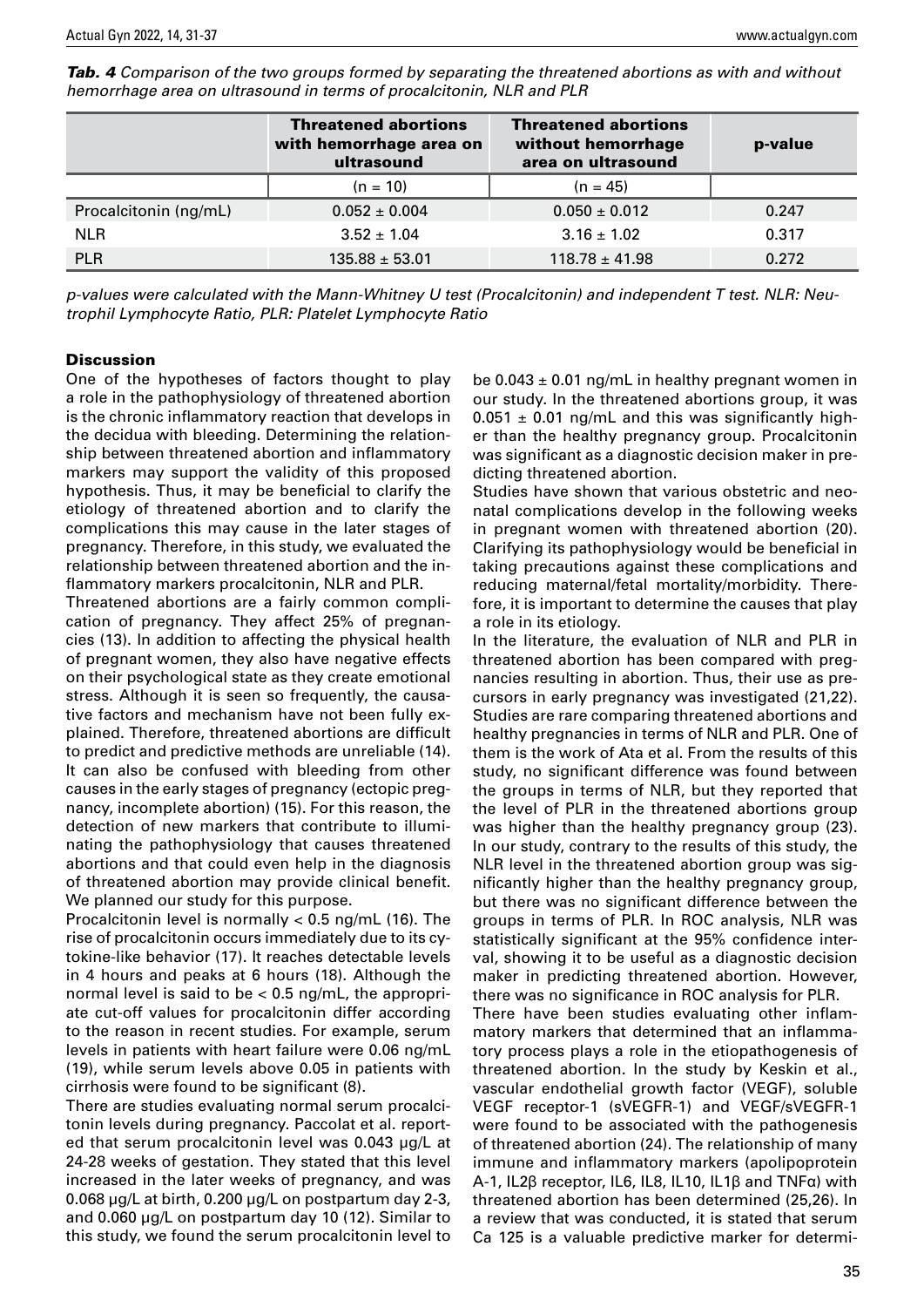***Tab. 4** Comparison of the two groups formed by separating the threatened abortions as with and without hemorrhage area on ultrasound in terms of procalcitonin, NLR and PLR*

| | Threatened abortions with hemorrhage area on ultrasound | Threatened abortions without hemorrhage area on ultrasound | p-value |
|---|---|---|---|
| | (n = 10) | (n = 45) | |
| Procalcitonin (ng/mL) | 0.052 ± 0.004 | 0.050 ± 0.012 | 0.247 |
| NLR | 3.52 ± 1.04 | 3.16 ± 1.02 | 0.317 |
| PLR | 135.88 ± 53.01 | 118.78 ± 41.98 | 0.272 |

*p-values were calculated with the Mann-Whitney U test (Procalcitonin) and independent T test. NLR: Neutrophil Lymphocyte Ratio, PLR: Platelet Lymphocyte Ratio*

## Discussion

One of the hypotheses of factors thought to play a role in the pathophysiology of threatened abortion is the chronic inflammatory reaction that develops in the decidua with bleeding. Determining the relationship between threatened abortion and inflammatory markers may support the validity of this proposed hypothesis. Thus, it may be beneficial to clarify the etiology of threatened abortion and to clarify the complications this may cause in the later stages of pregnancy. Therefore, in this study, we evaluated the relationship between threatened abortion and the inflammatory markers procalcitonin, NLR and PLR.

Threatened abortions are a fairly common complication of pregnancy. They affect 25% of pregnancies (13). In addition to affecting the physical health of pregnant women, they also have negative effects on their psychological state as they create emotional stress. Although it is seen so frequently, the causative factors and mechanism have not been fully explained. Therefore, threatened abortions are difficult to predict and predictive methods are unreliable (14). It can also be confused with bleeding from other causes in the early stages of pregnancy (ectopic pregnancy, incomplete abortion) (15). For this reason, the detection of new markers that contribute to illuminating the pathophysiology that causes threatened abortions and that could even help in the diagnosis of threatened abortion may provide clinical benefit. We planned our study for this purpose.

Procalcitonin level is normally < 0.5 ng/mL (16). The rise of procalcitonin occurs immediately due to its cytokine-like behavior (17). It reaches detectable levels in 4 hours and peaks at 6 hours (18). Although the normal level is said to be < 0.5 ng/mL, the appropriate cut-off values for procalcitonin differ according to the reason in recent studies. For example, serum levels in patients with heart failure were 0.06 ng/mL (19), while serum levels above 0.05 in patients with cirrhosis were found to be significant (8).

There are studies evaluating normal serum procalcitonin levels during pregnancy. Paccolat et al. reported that serum procalcitonin level was 0.043 µg/L at 24-28 weeks of gestation. They stated that this level increased in the later weeks of pregnancy, and was 0.068 µg/L at birth, 0.200 µg/L on postpartum day 2-3, and 0.060 µg/L on postpartum day 10 (12). Similar to this study, we found the serum procalcitonin level to be 0.043 ± 0.01 ng/mL in healthy pregnant women in our study. In the threatened abortions group, it was 0.051 ± 0.01 ng/mL and this was significantly higher than the healthy pregnancy group. Procalcitonin was significant as a diagnostic decision maker in predicting threatened abortion.

Studies have shown that various obstetric and neonatal complications develop in the following weeks in pregnant women with threatened abortion (20). Clarifying its pathophysiology would be beneficial in taking precautions against these complications and reducing maternal/fetal mortality/morbidity. Therefore, it is important to determine the causes that play a role in its etiology.

In the literature, the evaluation of NLR and PLR in threatened abortion has been compared with pregnancies resulting in abortion. Thus, their use as precursors in early pregnancy was investigated (21,22). Studies are rare comparing threatened abortions and healthy pregnancies in terms of NLR and PLR. One of them is the work of Ata et al. From the results of this study, no significant difference was found between the groups in terms of NLR, but they reported that the level of PLR in the threatened abortions group was higher than the healthy pregnancy group (23). In our study, contrary to the results of this study, the NLR level in the threatened abortion group was significantly higher than the healthy pregnancy group, but there was no significant difference between the groups in terms of PLR. In ROC analysis, NLR was statistically significant at the 95% confidence interval, showing it to be useful as a diagnostic decision maker in predicting threatened abortion. However, there was no significance in ROC analysis for PLR.

There have been studies evaluating other inflammatory markers that determined that an inflammatory process plays a role in the etiopathogenesis of threatened abortion. In the study by Keskin et al., vascular endothelial growth factor (VEGF), soluble VEGF receptor-1 (sVEGFR-1) and VEGF/sVEGFR-1 were found to be associated with the pathogenesis of threatened abortion (24). The relationship of many immune and inflammatory markers (apolipoprotein A-1, IL2β receptor, IL6, IL8, IL10, IL1β and TNFα) with threatened abortion has been determined (25,26). In a review that was conducted, it is stated that serum Ca 125 is a valuable predictive marker for determi-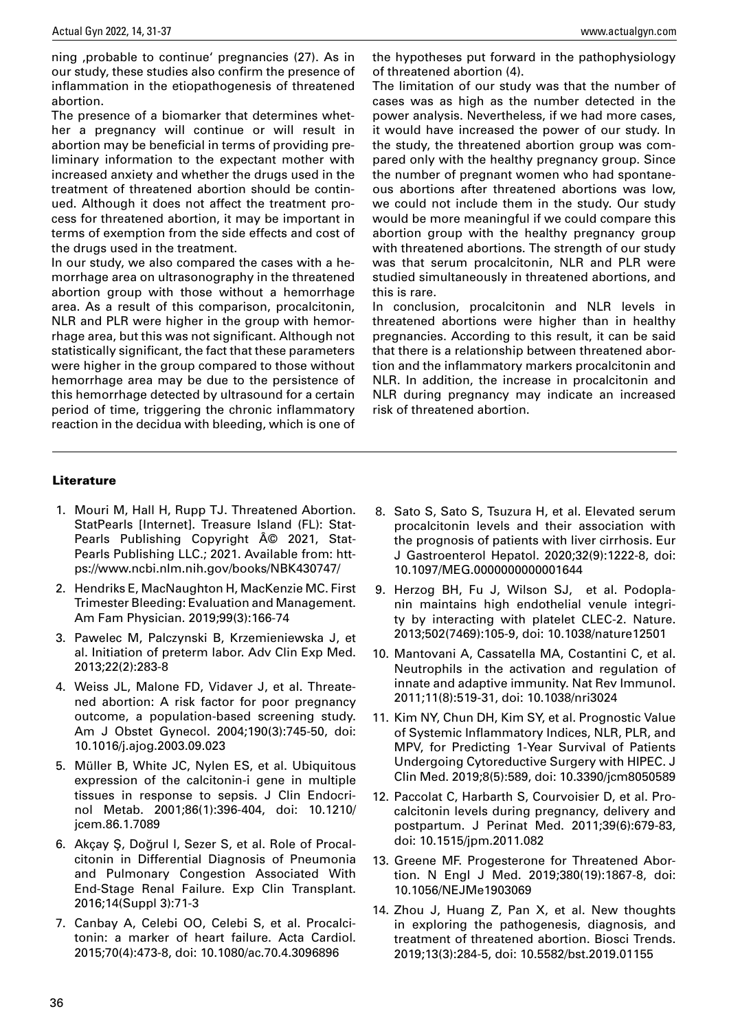ning ‚probable to continue' pregnancies (27). As in our study, these studies also confirm the presence of inflammation in the etiopathogenesis of threatened abortion.

The presence of a biomarker that determines whether a pregnancy will continue or will result in abortion may be beneficial in terms of providing preliminary information to the expectant mother with increased anxiety and whether the drugs used in the treatment of threatened abortion should be continued. Although it does not affect the treatment process for threatened abortion, it may be important in terms of exemption from the side effects and cost of the drugs used in the treatment.

In our study, we also compared the cases with a hemorrhage area on ultrasonography in the threatened abortion group with those without a hemorrhage area. As a result of this comparison, procalcitonin, NLR and PLR were higher in the group with hemorrhage area, but this was not significant. Although not statistically significant, the fact that these parameters were higher in the group compared to those without hemorrhage area may be due to the persistence of this hemorrhage detected by ultrasound for a certain period of time, triggering the chronic inflammatory reaction in the decidua with bleeding, which is one of the hypotheses put forward in the pathophysiology of threatened abortion (4).

The limitation of our study was that the number of cases was as high as the number detected in the power analysis. Nevertheless, if we had more cases, it would have increased the power of our study. In the study, the threatened abortion group was compared only with the healthy pregnancy group. Since the number of pregnant women who had spontaneous abortions after threatened abortions was low, we could not include them in the study. Our study would be more meaningful if we could compare this abortion group with the healthy pregnancy group with threatened abortions. The strength of our study was that serum procalcitonin, NLR and PLR were studied simultaneously in threatened abortions, and this is rare.

In conclusion, procalcitonin and NLR levels in threatened abortions were higher than in healthy pregnancies. According to this result, it can be said that there is a relationship between threatened abortion and the inflammatory markers procalcitonin and NLR. In addition, the increase in procalcitonin and NLR during pregnancy may indicate an increased risk of threatened abortion.

## Literature

1. Mouri M, Hall H, Rupp TJ. Threatened Abortion. StatPearls [Internet]. Treasure Island (FL): StatPearls Publishing Copyright Â© 2021, StatPearls Publishing LLC.; 2021. Available from: https://www.ncbi.nlm.nih.gov/books/NBK430747/
2. Hendriks E, MacNaughton H, MacKenzie MC. First Trimester Bleeding: Evaluation and Management. Am Fam Physician. 2019;99(3):166-74
3. Pawelec M, Palczynski B, Krzemieniewska J, et al. Initiation of preterm labor. Adv Clin Exp Med. 2013;22(2):283-8
4. Weiss JL, Malone FD, Vidaver J, et al. Threatened abortion: A risk factor for poor pregnancy outcome, a population-based screening study. Am J Obstet Gynecol. 2004;190(3):745-50, doi: 10.1016/j.ajog.2003.09.023
5. Müller B, White JC, Nylen ES, et al. Ubiquitous expression of the calcitonin-i gene in multiple tissues in response to sepsis. J Clin Endocrinol Metab. 2001;86(1):396-404, doi: 10.1210/jcem.86.1.7089
6. Akçay Ş, Doğrul I, Sezer S, et al. Role of Procalcitonin in Differential Diagnosis of Pneumonia and Pulmonary Congestion Associated With End-Stage Renal Failure. Exp Clin Transplant. 2016;14(Suppl 3):71-3
7. Canbay A, Celebi OO, Celebi S, et al. Procalcitonin: a marker of heart failure. Acta Cardiol. 2015;70(4):473-8, doi: 10.1080/ac.70.4.3096896
8. Sato S, Sato S, Tsuzura H, et al. Elevated serum procalcitonin levels and their association with the prognosis of patients with liver cirrhosis. Eur J Gastroenterol Hepatol. 2020;32(9):1222-8, doi: 10.1097/MEG.0000000000001644
9. Herzog BH, Fu J, Wilson SJ, et al. Podoplanin maintains high endothelial venule integrity by interacting with platelet CLEC-2. Nature. 2013;502(7469):105-9, doi: 10.1038/nature12501
10. Mantovani A, Cassatella MA, Costantini C, et al. Neutrophils in the activation and regulation of innate and adaptive immunity. Nat Rev Immunol. 2011;11(8):519-31, doi: 10.1038/nri3024
11. Kim NY, Chun DH, Kim SY, et al. Prognostic Value of Systemic Inflammatory Indices, NLR, PLR, and MPV, for Predicting 1-Year Survival of Patients Undergoing Cytoreductive Surgery with HIPEC. J Clin Med. 2019;8(5):589, doi: 10.3390/jcm8050589
12. Paccolat C, Harbarth S, Courvoisier D, et al. Procalcitonin levels during pregnancy, delivery and postpartum. J Perinat Med. 2011;39(6):679-83, doi: 10.1515/jpm.2011.082
13. Greene MF. Progesterone for Threatened Abortion. N Engl J Med. 2019;380(19):1867-8, doi: 10.1056/NEJMe1903069
14. Zhou J, Huang Z, Pan X, et al. New thoughts in exploring the pathogenesis, diagnosis, and treatment of threatened abortion. Biosci Trends. 2019;13(3):284-5, doi: 10.5582/bst.2019.01155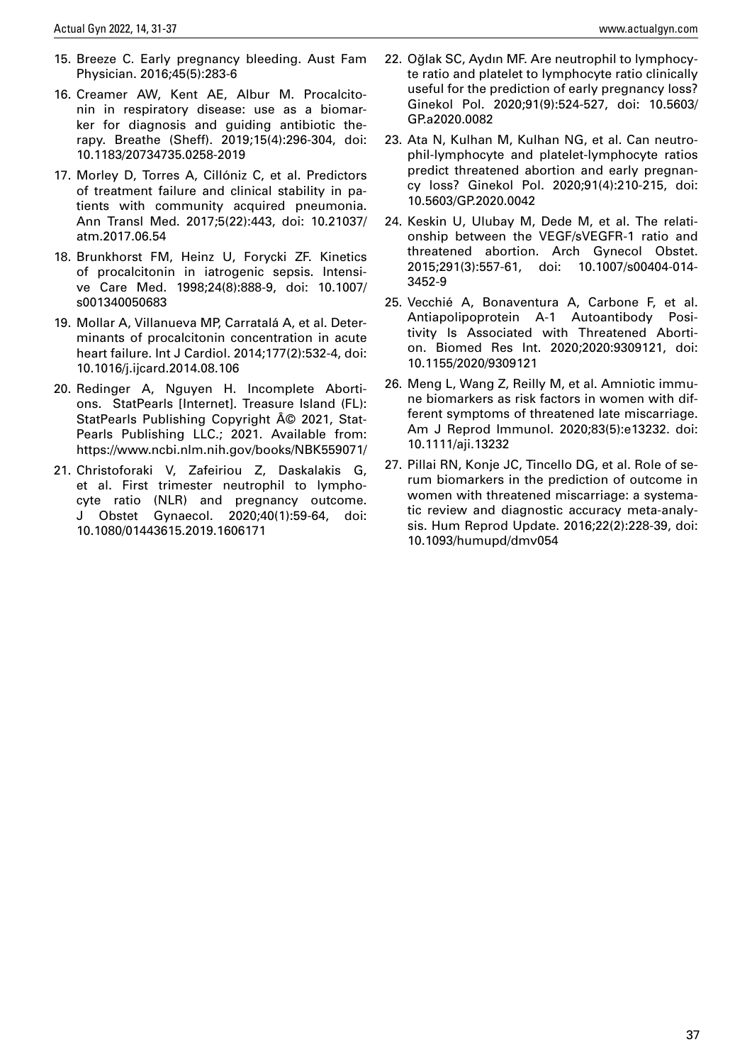15. Breeze C. Early pregnancy bleeding. Aust Fam Physician. 2016;45(5):283-6
16. Creamer AW, Kent AE, Albur M. Procalcitonin in respiratory disease: use as a biomarker for diagnosis and guiding antibiotic therapy. Breathe (Sheff). 2019;15(4):296-304, doi: 10.1183/20734735.0258-2019
17. Morley D, Torres A, Cillóniz C, et al. Predictors of treatment failure and clinical stability in patients with community acquired pneumonia. Ann Transl Med. 2017;5(22):443, doi: 10.21037/atm.2017.06.54
18. Brunkhorst FM, Heinz U, Forycki ZF. Kinetics of procalcitonin in iatrogenic sepsis. Intensive Care Med. 1998;24(8):888-9, doi: 10.1007/s001340050683
19. Mollar A, Villanueva MP, Carratalá A, et al. Determinants of procalcitonin concentration in acute heart failure. Int J Cardiol. 2014;177(2):532-4, doi: 10.1016/j.ijcard.2014.08.106
20. Redinger A, Nguyen H. Incomplete Abortions. StatPearls [Internet]. Treasure Island (FL): StatPearls Publishing Copyright Â© 2021, StatPearls Publishing LLC.; 2021. Available from: https://www.ncbi.nlm.nih.gov/books/NBK559071/
21. Christoforaki V, Zafeiriou Z, Daskalakis G, et al. First trimester neutrophil to lymphocyte ratio (NLR) and pregnancy outcome. J Obstet Gynaecol. 2020;40(1):59-64, doi: 10.1080/01443615.2019.1606171
22. Oğlak SC, Aydın MF. Are neutrophil to lymphocyte ratio and platelet to lymphocyte ratio clinically useful for the prediction of early pregnancy loss? Ginekol Pol. 2020;91(9):524-527, doi: 10.5603/GP.a2020.0082
23. Ata N, Kulhan M, Kulhan NG, et al. Can neutrophil-lymphocyte and platelet-lymphocyte ratios predict threatened abortion and early pregnancy loss? Ginekol Pol. 2020;91(4):210-215, doi: 10.5603/GP.2020.0042
24. Keskin U, Ulubay M, Dede M, et al. The relationship between the VEGF/sVEGFR-1 ratio and threatened abortion. Arch Gynecol Obstet. 2015;291(3):557-61, doi: 10.1007/s00404-014-3452-9
25. Vecchié A, Bonaventura A, Carbone F, et al. Antiapolipoprotein A-1 Autoantibody Positivity Is Associated with Threatened Abortion. Biomed Res Int. 2020;2020:9309121, doi: 10.1155/2020/9309121
26. Meng L, Wang Z, Reilly M, et al. Amniotic immune biomarkers as risk factors in women with different symptoms of threatened late miscarriage. Am J Reprod Immunol. 2020;83(5):e13232. doi: 10.1111/aji.13232
27. Pillai RN, Konje JC, Tincello DG, et al. Role of serum biomarkers in the prediction of outcome in women with threatened miscarriage: a systematic review and diagnostic accuracy meta-analysis. Hum Reprod Update. 2016;22(2):228-39, doi: 10.1093/humupd/dmv054